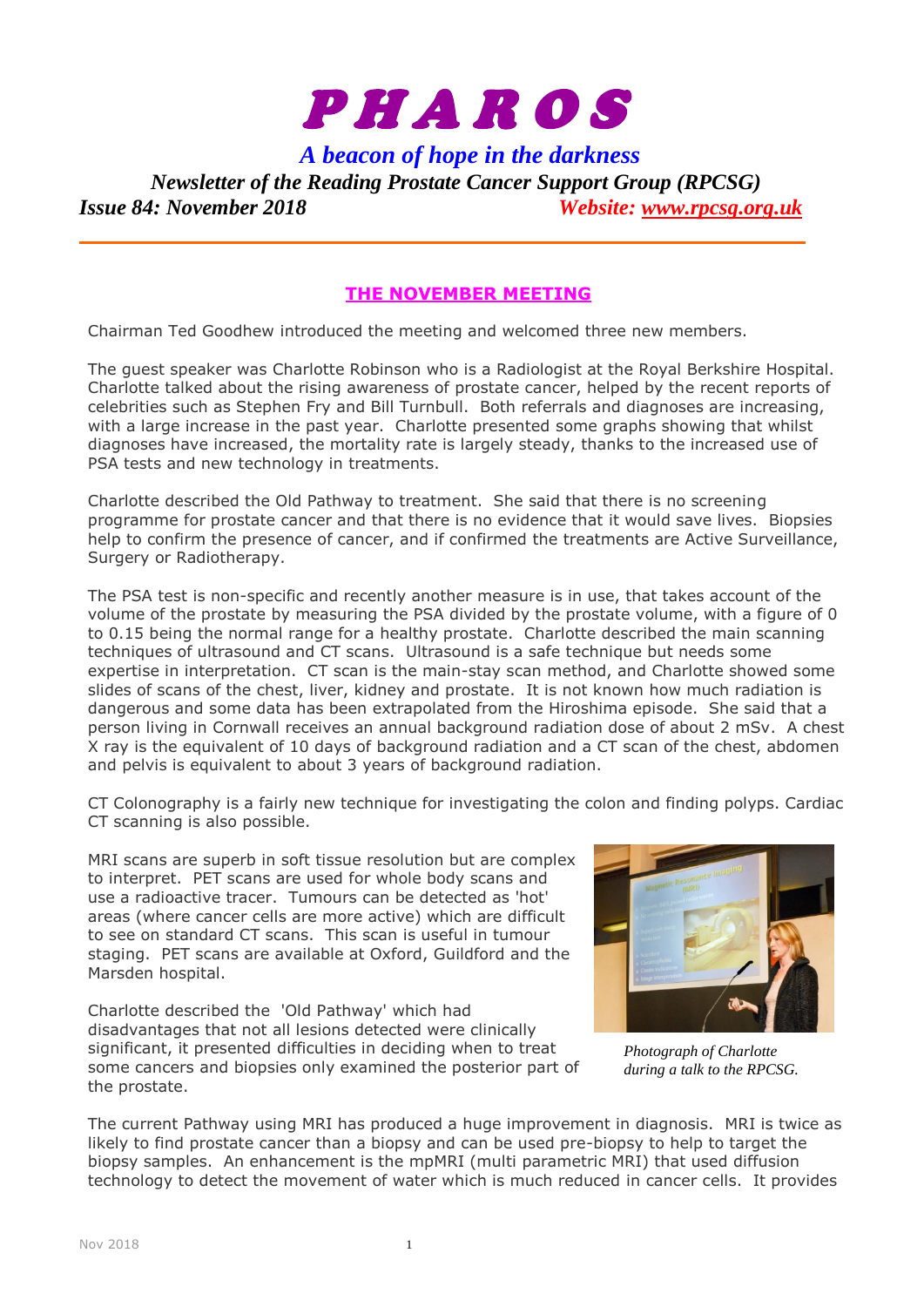# PHAROS

## *A beacon of hope in the darkness*

***Newsletter of the Reading Prostate Cancer Support Group (RPCSG)***

***Issue 84: November 2018*** ***Website: [www.rpcsg.org.uk](http://www.rpcsg.org.uk)***

---

## THE NOVEMBER MEETING

Chairman Ted Goodhew introduced the meeting and welcomed three new members.

The guest speaker was Charlotte Robinson who is a Radiologist at the Royal Berkshire Hospital. Charlotte talked about the rising awareness of prostate cancer, helped by the recent reports of celebrities such as Stephen Fry and Bill Turnbull. Both referrals and diagnoses are increasing, with a large increase in the past year. Charlotte presented some graphs showing that whilst diagnoses have increased, the mortality rate is largely steady, thanks to the increased use of PSA tests and new technology in treatments.

Charlotte described the Old Pathway to treatment. She said that there is no screening programme for prostate cancer and that there is no evidence that it would save lives. Biopsies help to confirm the presence of cancer, and if confirmed the treatments are Active Surveillance, Surgery or Radiotherapy.

The PSA test is non-specific and recently another measure is in use, that takes account of the volume of the prostate by measuring the PSA divided by the prostate volume, with a figure of 0 to 0.15 being the normal range for a healthy prostate. Charlotte described the main scanning techniques of ultrasound and CT scans. Ultrasound is a safe technique but needs some expertise in interpretation. CT scan is the main-stay scan method, and Charlotte showed some slides of scans of the chest, liver, kidney and prostate. It is not known how much radiation is dangerous and some data has been extrapolated from the Hiroshima episode. She said that a person living in Cornwall receives an annual background radiation dose of about 2 mSv. A chest X ray is the equivalent of 10 days of background radiation and a CT scan of the chest, abdomen and pelvis is equivalent to about 3 years of background radiation.

CT Colonography is a fairly new technique for investigating the colon and finding polyps. Cardiac CT scanning is also possible.

MRI scans are superb in soft tissue resolution but are complex to interpret. PET scans are used for whole body scans and use a radioactive tracer. Tumours can be detected as 'hot' areas (where cancer cells are more active) which are difficult to see on standard CT scans. This scan is useful in tumour staging. PET scans are available at Oxford, Guildford and the Marsden hospital.

*Photograph of Charlotte during a talk to the RPCSG.*

Charlotte described the 'Old Pathway' which had disadvantages that not all lesions detected were clinically significant, it presented difficulties in deciding when to treat some cancers and biopsies only examined the posterior part of the prostate.

The current Pathway using MRI has produced a huge improvement in diagnosis. MRI is twice as likely to find prostate cancer than a biopsy and can be used pre-biopsy to help to target the biopsy samples. An enhancement is the mpMRI (multi parametric MRI) that used diffusion technology to detect the movement of water which is much reduced in cancer cells. It provides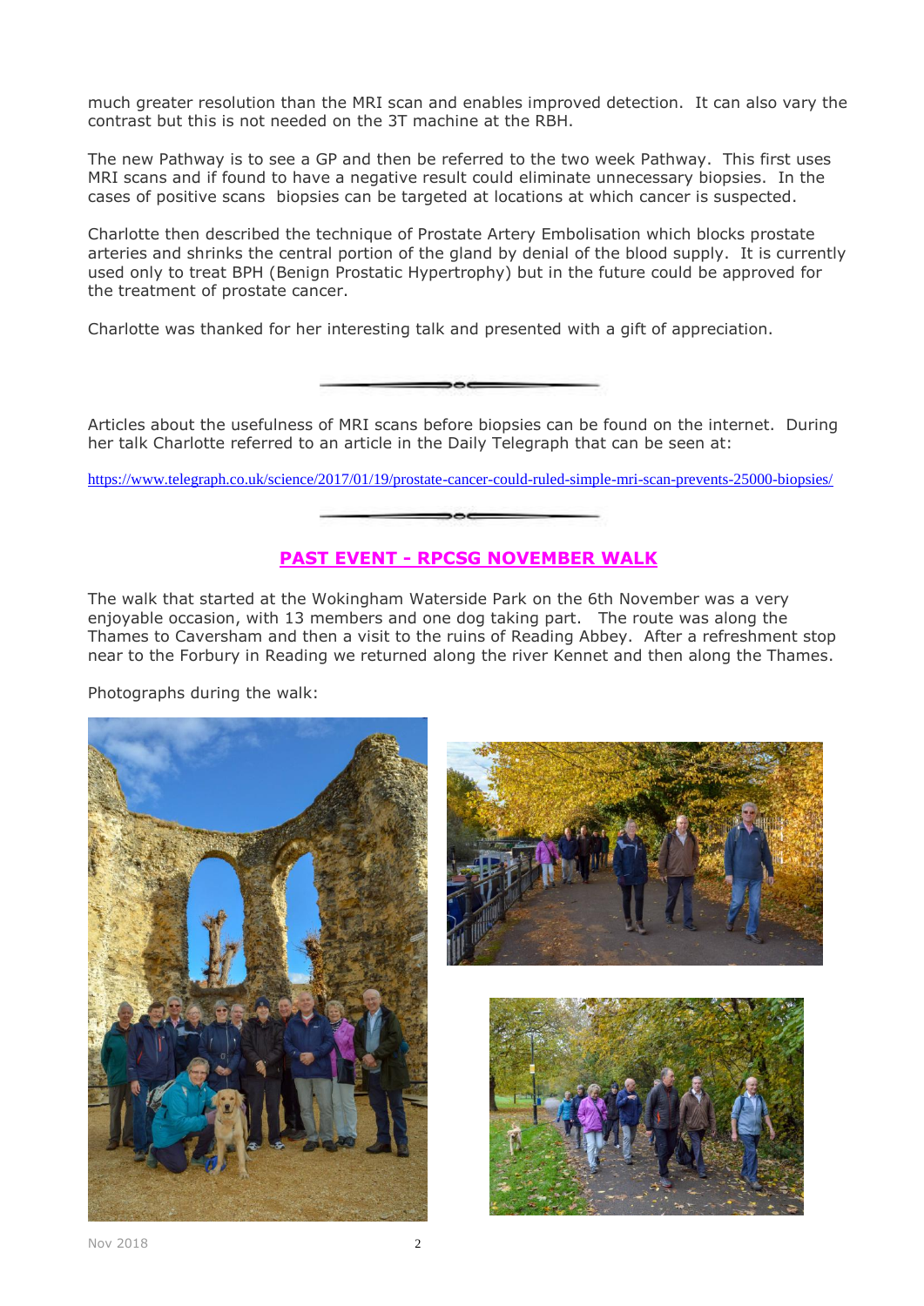much greater resolution than the MRI scan and enables improved detection. It can also vary the contrast but this is not needed on the 3T machine at the RBH.

The new Pathway is to see a GP and then be referred to the two week Pathway. This first uses MRI scans and if found to have a negative result could eliminate unnecessary biopsies. In the cases of positive scans biopsies can be targeted at locations at which cancer is suspected.

Charlotte then described the technique of Prostate Artery Embolisation which blocks prostate arteries and shrinks the central portion of the gland by denial of the blood supply. It is currently used only to treat BPH (Benign Prostatic Hypertrophy) but in the future could be approved for the treatment of prostate cancer.

Charlotte was thanked for her interesting talk and presented with a gift of appreciation.

---

Articles about the usefulness of MRI scans before biopsies can be found on the internet. During her talk Charlotte referred to an article in the Daily Telegraph that can be seen at:

https://www.telegraph.co.uk/science/2017/01/19/prostate-cancer-could-ruled-simple-mri-scan-prevents-25000-biopsies/

---

## PAST EVENT - RPCSG NOVEMBER WALK

The walk that started at the Wokingham Waterside Park on the 6th November was a very enjoyable occasion, with 13 members and one dog taking part. The route was along the Thames to Caversham and then a visit to the ruins of Reading Abbey. After a refreshment stop near to the Forbury in Reading we returned along the river Kennet and then along the Thames.

Photographs during the walk: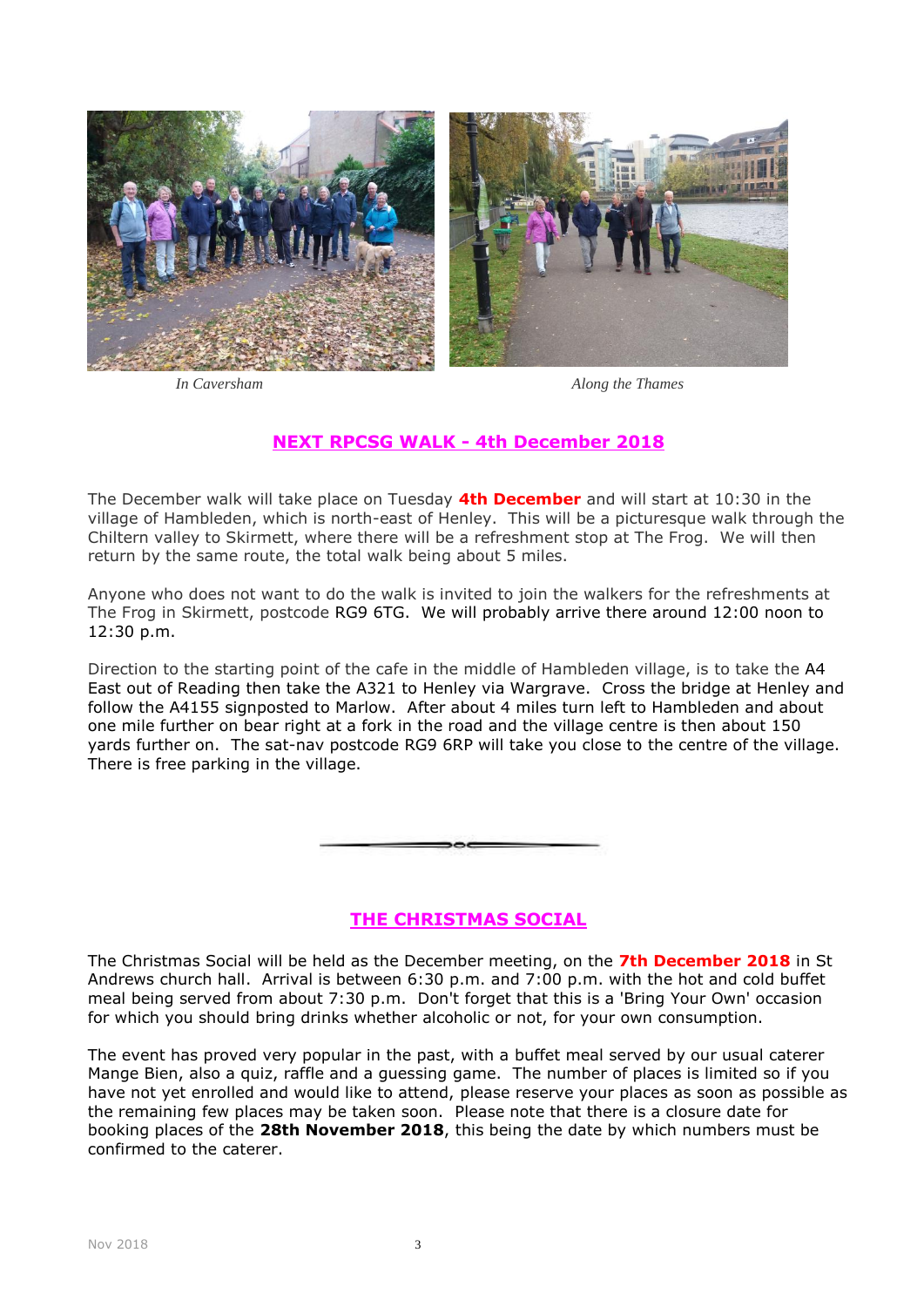*In Caversham* *Along the Thames*

## NEXT RPCSG WALK - 4th December 2018

The December walk will take place on Tuesday **4th December** and will start at 10:30 in the village of Hambleden, which is north-east of Henley. This will be a picturesque walk through the Chiltern valley to Skirmett, where there will be a refreshment stop at The Frog. We will then return by the same route, the total walk being about 5 miles.

Anyone who does not want to do the walk is invited to join the walkers for the refreshments at The Frog in Skirmett, postcode RG9 6TG. We will probably arrive there around 12:00 noon to 12:30 p.m.

Direction to the starting point of the cafe in the middle of Hambleden village, is to take the A4 East out of Reading then take the A321 to Henley via Wargrave. Cross the bridge at Henley and follow the A4155 signposted to Marlow. After about 4 miles turn left to Hambleden and about one mile further on bear right at a fork in the road and the village centre is then about 150 yards further on. The sat-nav postcode RG9 6RP will take you close to the centre of the village. There is free parking in the village.

---

## THE CHRISTMAS SOCIAL

The Christmas Social will be held as the December meeting, on the **7th December 2018** in St Andrews church hall. Arrival is between 6:30 p.m. and 7:00 p.m. with the hot and cold buffet meal being served from about 7:30 p.m. Don't forget that this is a 'Bring Your Own' occasion for which you should bring drinks whether alcoholic or not, for your own consumption.

The event has proved very popular in the past, with a buffet meal served by our usual caterer Mange Bien, also a quiz, raffle and a guessing game. The number of places is limited so if you have not yet enrolled and would like to attend, please reserve your places as soon as possible as the remaining few places may be taken soon. Please note that there is a closure date for booking places of the **28th November 2018**, this being the date by which numbers must be confirmed to the caterer.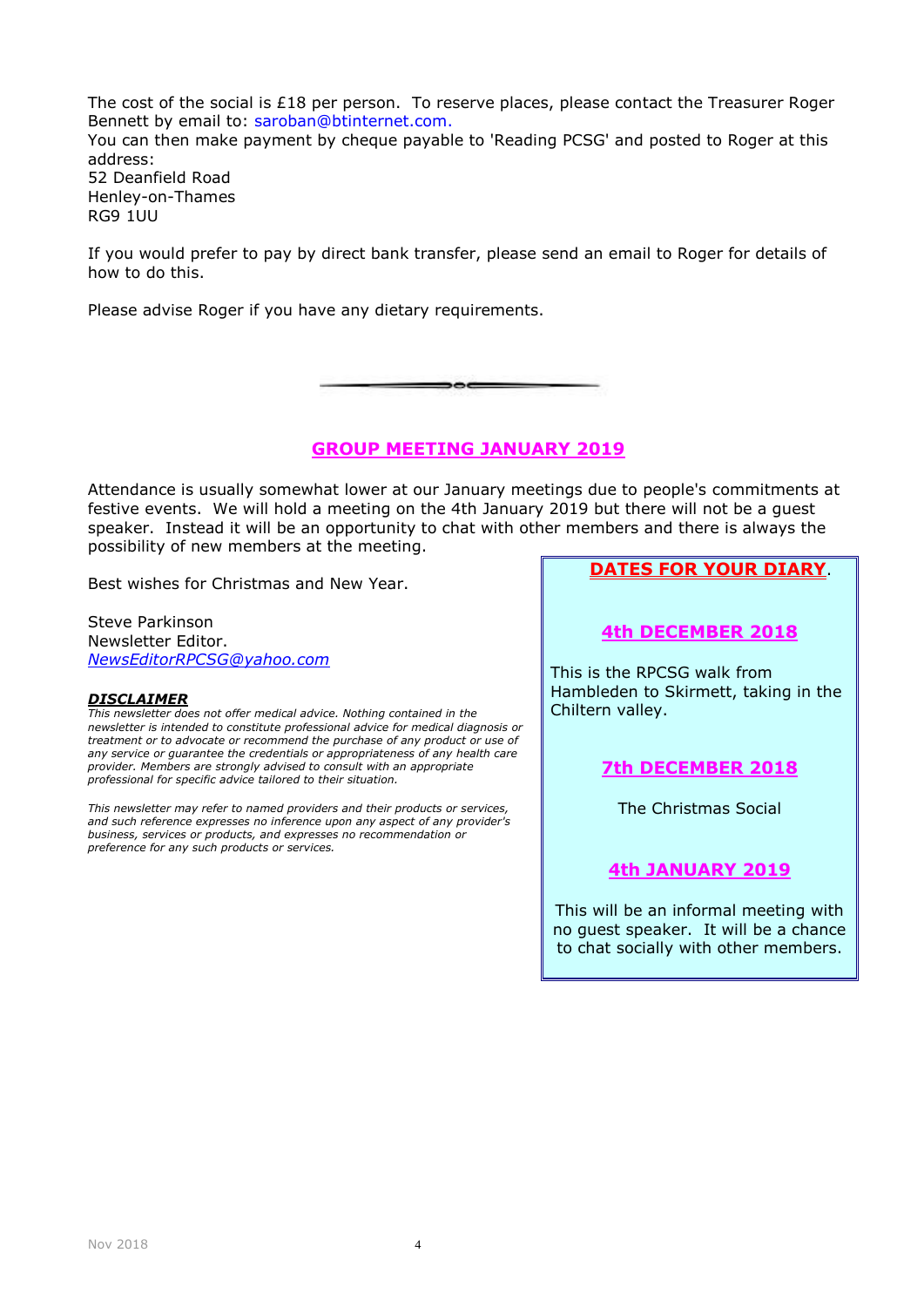The cost of the social is £18 per person. To reserve places, please contact the Treasurer Roger Bennett by email to: saroban@btinternet.com.

You can then make payment by cheque payable to 'Reading PCSG' and posted to Roger at this address:

52 Deanfield Road
Henley-on-Thames
RG9 1UU

If you would prefer to pay by direct bank transfer, please send an email to Roger for details of how to do this.

Please advise Roger if you have any dietary requirements.

## GROUP MEETING JANUARY 2019

Attendance is usually somewhat lower at our January meetings due to people's commitments at festive events. We will hold a meeting on the 4th January 2019 but there will not be a guest speaker. Instead it will be an opportunity to chat with other members and there is always the possibility of new members at the meeting.

Best wishes for Christmas and New Year.

Steve Parkinson
Newsletter Editor.
*NewsEditorRPCSG@yahoo.com*

***DISCLAIMER***

*This newsletter does not offer medical advice. Nothing contained in the newsletter is intended to constitute professional advice for medical diagnosis or treatment or to advocate or recommend the purchase of any product or use of any service or guarantee the credentials or appropriateness of any health care provider. Members are strongly advised to consult with an appropriate professional for specific advice tailored to their situation.*

*This newsletter may refer to named providers and their products or services, and such reference expresses no inference upon any aspect of any provider's business, services or products, and expresses no recommendation or preference for any such products or services.*

## DATES FOR YOUR DIARY.

### 4th DECEMBER 2018

This is the RPCSG walk from Hambleden to Skirmett, taking in the Chiltern valley.

### 7th DECEMBER 2018

The Christmas Social

### 4th JANUARY 2019

This will be an informal meeting with no guest speaker. It will be a chance to chat socially with other members.